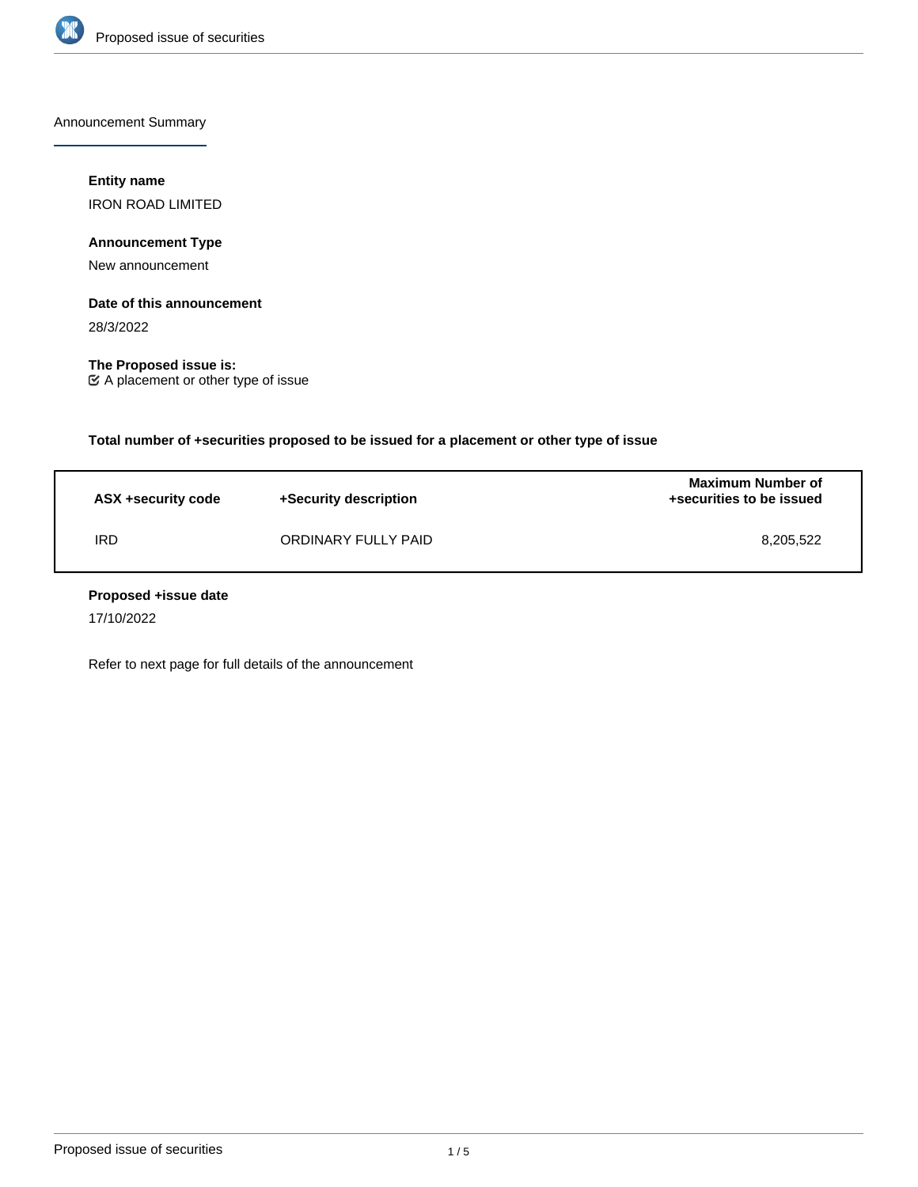Announcement Summary

**Entity name**

IRON ROAD LIMITED

**Announcement Type**

New announcement

**Date of this announcement**

28/3/2022

**The Proposed issue is:**

☑ A placement or other type of issue

**Total number of +securities proposed to be issued for a placement or other type of issue**

| ASX +security code | +Security description | Maximum Number of +securities to be issued |
|---|---|---|
| IRD | ORDINARY FULLY PAID | 8,205,522 |

**Proposed +issue date**

17/10/2022

Refer to next page for full details of the announcement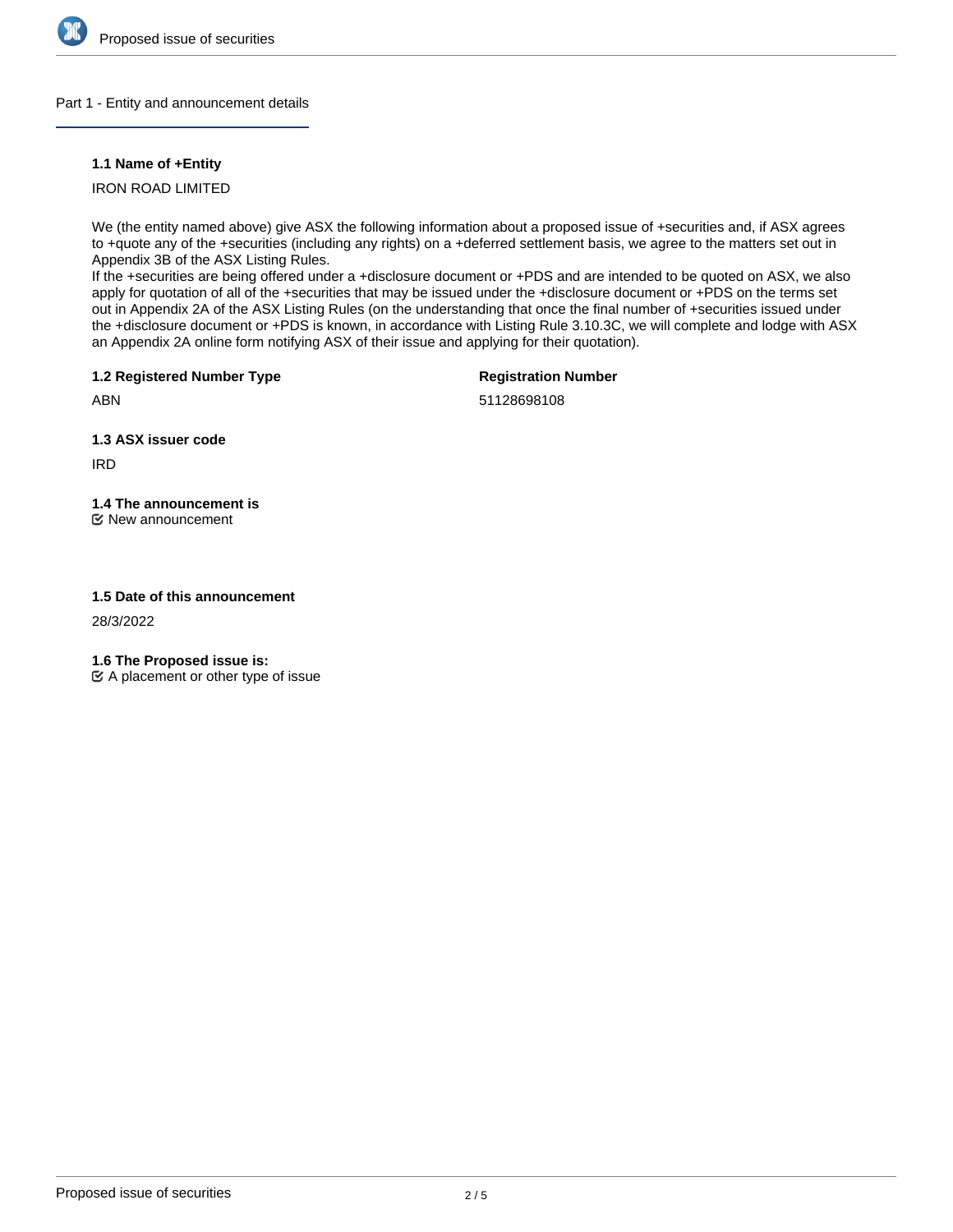## Part 1 - Entity and announcement details

### 1.1 Name of +Entity

IRON ROAD LIMITED

We (the entity named above) give ASX the following information about a proposed issue of +securities and, if ASX agrees to +quote any of the +securities (including any rights) on a +deferred settlement basis, we agree to the matters set out in Appendix 3B of the ASX Listing Rules.
If the +securities are being offered under a +disclosure document or +PDS and are intended to be quoted on ASX, we also apply for quotation of all of the +securities that may be issued under the +disclosure document or +PDS on the terms set out in Appendix 2A of the ASX Listing Rules (on the understanding that once the final number of +securities issued under the +disclosure document or +PDS is known, in accordance with Listing Rule 3.10.3C, we will complete and lodge with ASX an Appendix 2A online form notifying ASX of their issue and applying for their quotation).

### 1.2 Registered Number Type

ABN

**Registration Number**

51128698108

### 1.3 ASX issuer code

IRD

### 1.4 The announcement is

☑ New announcement

### 1.5 Date of this announcement

28/3/2022

### 1.6 The Proposed issue is:

☑ A placement or other type of issue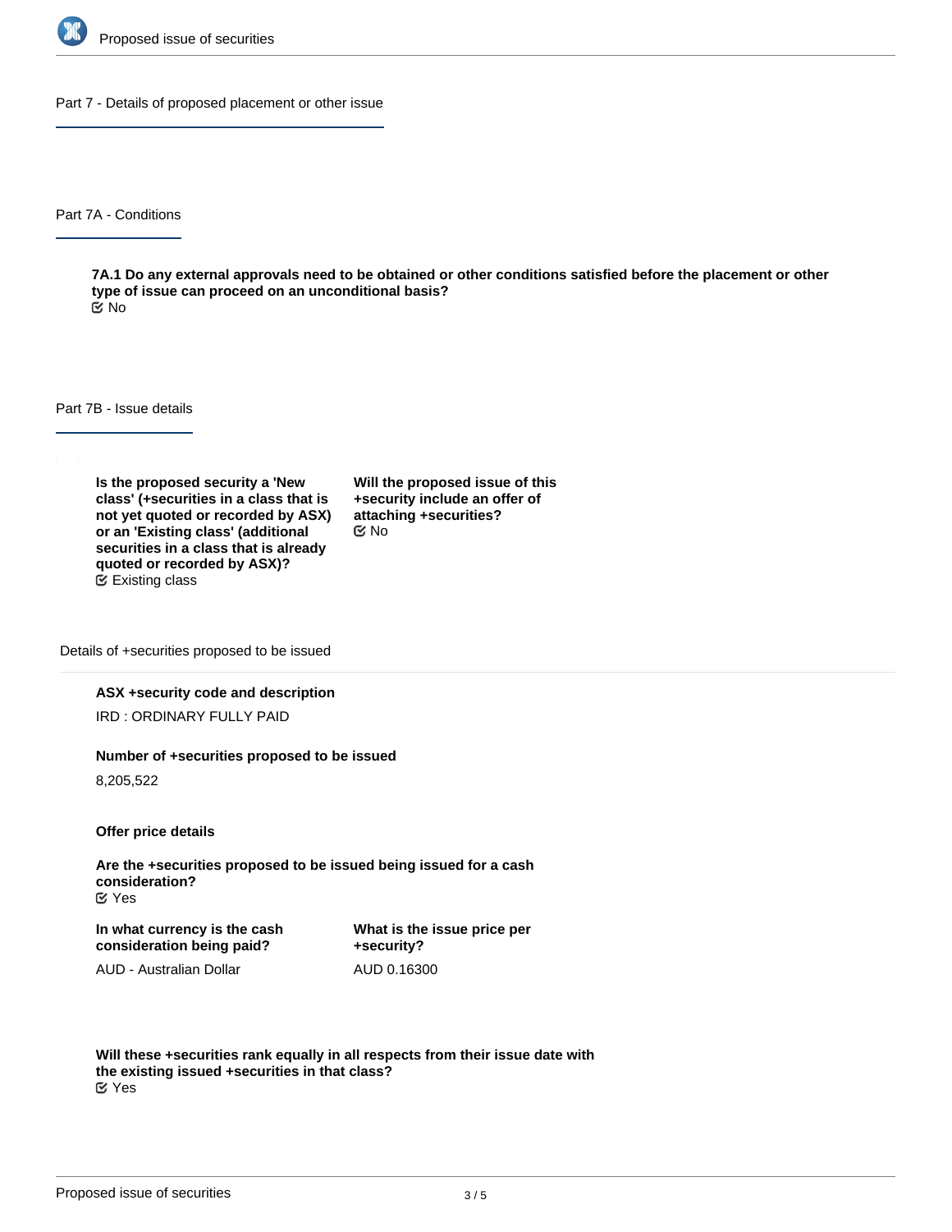## Part 7 - Details of proposed placement or other issue

### Part 7A - Conditions

**7A.1 Do any external approvals need to be obtained or other conditions satisfied before the placement or other type of issue can proceed on an unconditional basis?**

No

### Part 7B - Issue details

**Is the proposed security a 'New class' (+securities in a class that is not yet quoted or recorded by ASX) or an 'Existing class' (additional securities in a class that is already quoted or recorded by ASX)?**

Existing class

**Will the proposed issue of this +security include an offer of attaching +securities?**

No

#### Details of +securities proposed to be issued

**ASX +security code and description**

IRD : ORDINARY FULLY PAID

**Number of +securities proposed to be issued**

8,205,522

**Offer price details**

**Are the +securities proposed to be issued being issued for a cash consideration?**

Yes

**In what currency is the cash consideration being paid?**

AUD - Australian Dollar

**What is the issue price per +security?**

AUD 0.16300

**Will these +securities rank equally in all respects from their issue date with the existing issued +securities in that class?**

Yes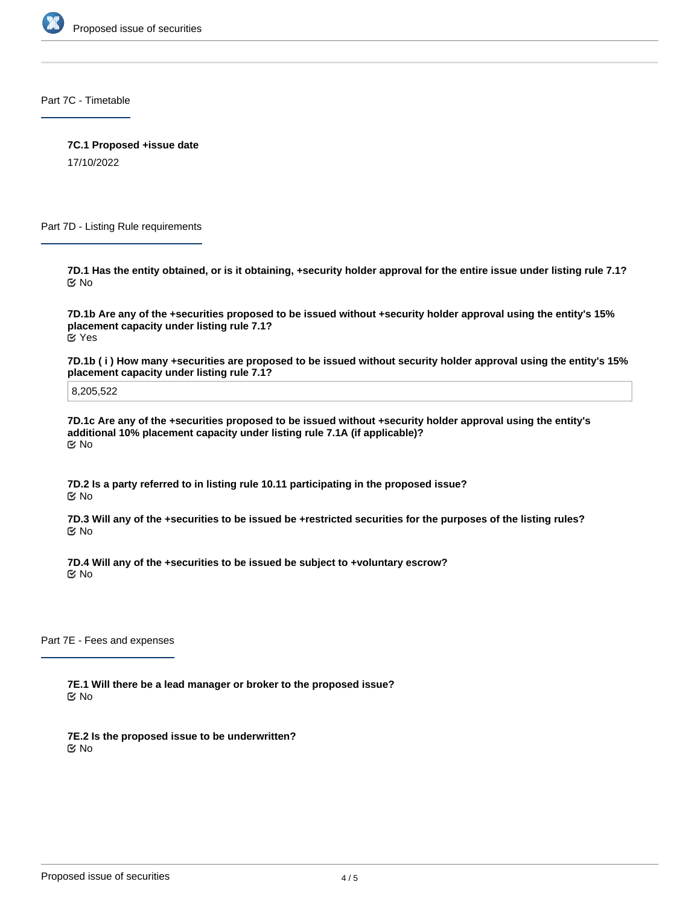## Part 7C - Timetable

**7C.1 Proposed +issue date**

17/10/2022

## Part 7D - Listing Rule requirements

**7D.1 Has the entity obtained, or is it obtaining, +security holder approval for the entire issue under listing rule 7.1?**

No

**7D.1b Are any of the +securities proposed to be issued without +security holder approval using the entity's 15% placement capacity under listing rule 7.1?**

Yes

**7D.1b ( i ) How many +securities are proposed to be issued without security holder approval using the entity's 15% placement capacity under listing rule 7.1?**

8,205,522

**7D.1c Are any of the +securities proposed to be issued without +security holder approval using the entity's additional 10% placement capacity under listing rule 7.1A (if applicable)?**

No

**7D.2 Is a party referred to in listing rule 10.11 participating in the proposed issue?**

No

**7D.3 Will any of the +securities to be issued be +restricted securities for the purposes of the listing rules?**

No

**7D.4 Will any of the +securities to be issued be subject to +voluntary escrow?**

No

## Part 7E - Fees and expenses

**7E.1 Will there be a lead manager or broker to the proposed issue?**

No

**7E.2 Is the proposed issue to be underwritten?**

No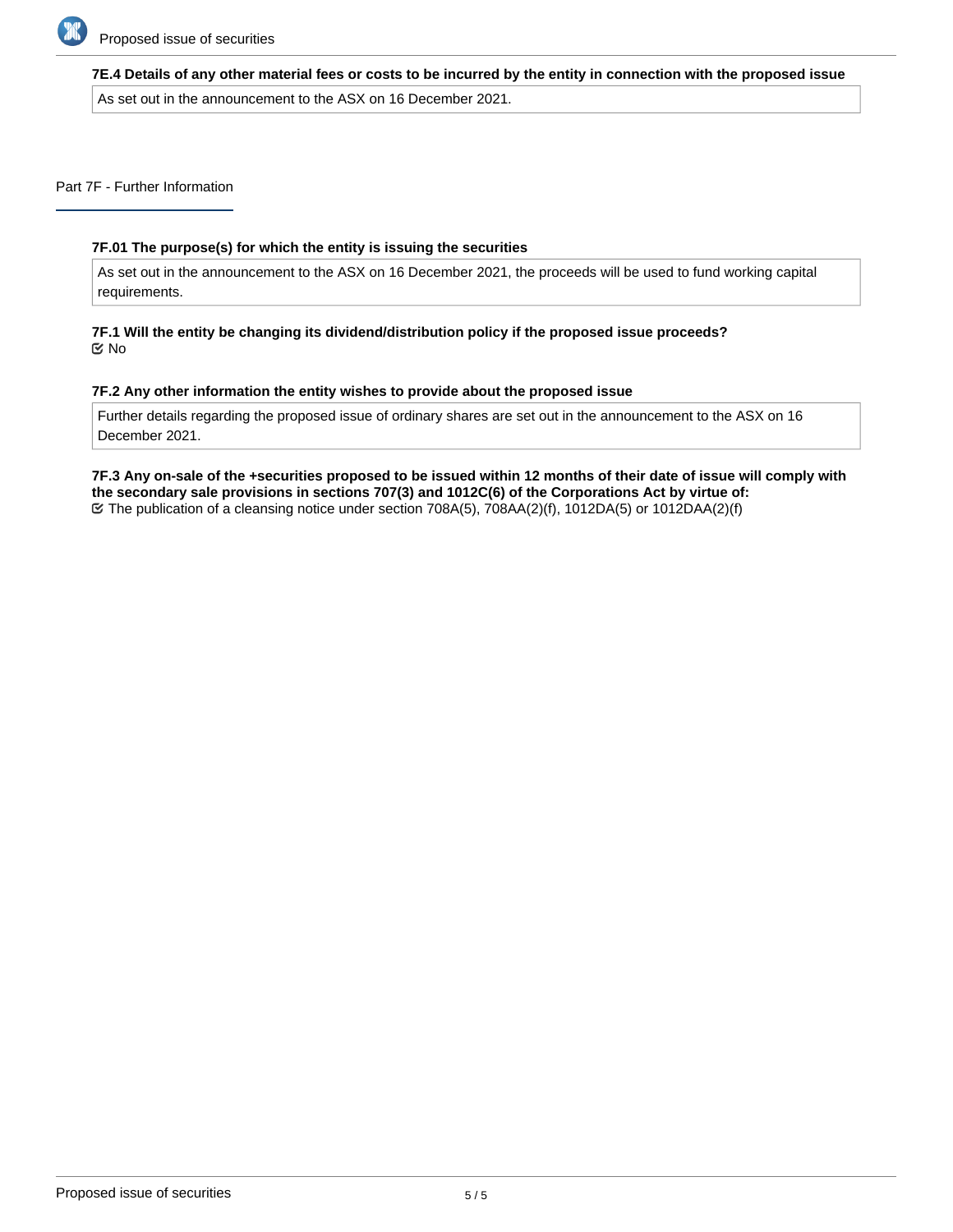**7E.4 Details of any other material fees or costs to be incurred by the entity in connection with the proposed issue**

As set out in the announcement to the ASX on 16 December 2021.

## Part 7F - Further Information

**7F.01 The purpose(s) for which the entity is issuing the securities**

As set out in the announcement to the ASX on 16 December 2021, the proceeds will be used to fund working capital requirements.

**7F.1 Will the entity be changing its dividend/distribution policy if the proposed issue proceeds?**

☑ No

**7F.2 Any other information the entity wishes to provide about the proposed issue**

Further details regarding the proposed issue of ordinary shares are set out in the announcement to the ASX on 16 December 2021.

**7F.3 Any on-sale of the +securities proposed to be issued within 12 months of their date of issue will comply with the secondary sale provisions in sections 707(3) and 1012C(6) of the Corporations Act by virtue of:**

☑ The publication of a cleansing notice under section 708A(5), 708AA(2)(f), 1012DA(5) or 1012DAA(2)(f)